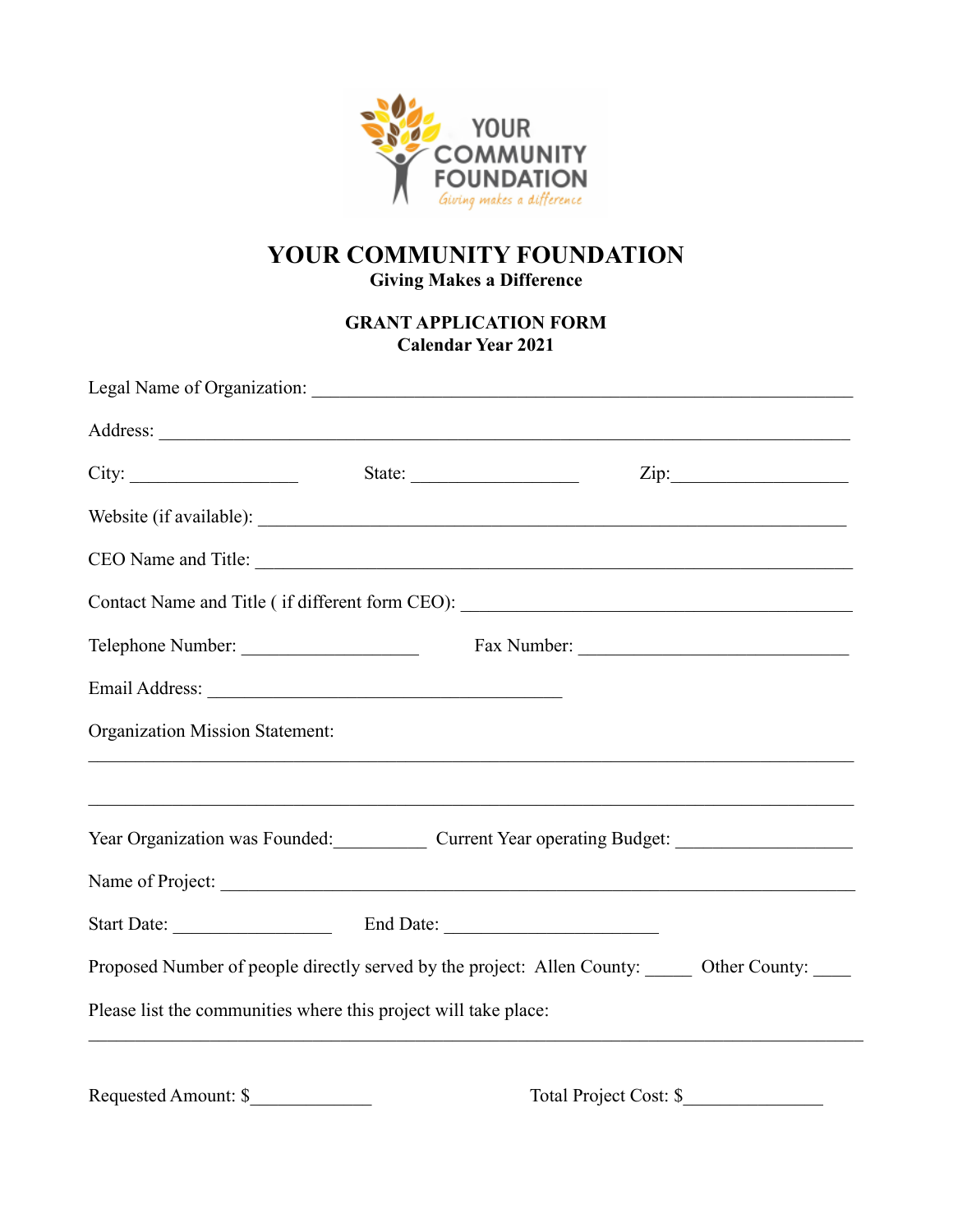YOUR COMMUNITY FOUNDATION
*Giving makes a difference*

# YOUR COMMUNITY FOUNDATION

**Giving Makes a Difference**

## GRANT APPLICATION FORM
**Calendar Year 2021**

Legal Name of Organization: ______________________________________________

Address: ______________________________________________________________

City: _________________ State: _________________ Zip: _________________

Website (if available): ____________________________________________________

CEO Name and Title: ______________________________________________________

Contact Name and Title ( if different form CEO): ______________________________

Telephone Number: __________________ Fax Number: ___________________________

Email Address: ____________________________________

Organization Mission Statement:

______________________________________________________________________

______________________________________________________________________

Year Organization was Founded:__________ Current Year operating Budget: __________________

Name of Project: ___________________________________________________________

Start Date: _________________ End Date: ______________________

Proposed Number of people directly served by the project: Allen County: _____ Other County: ____

Please list the communities where this project will take place:

______________________________________________________________________

Requested Amount: $_____________ Total Project Cost: $_______________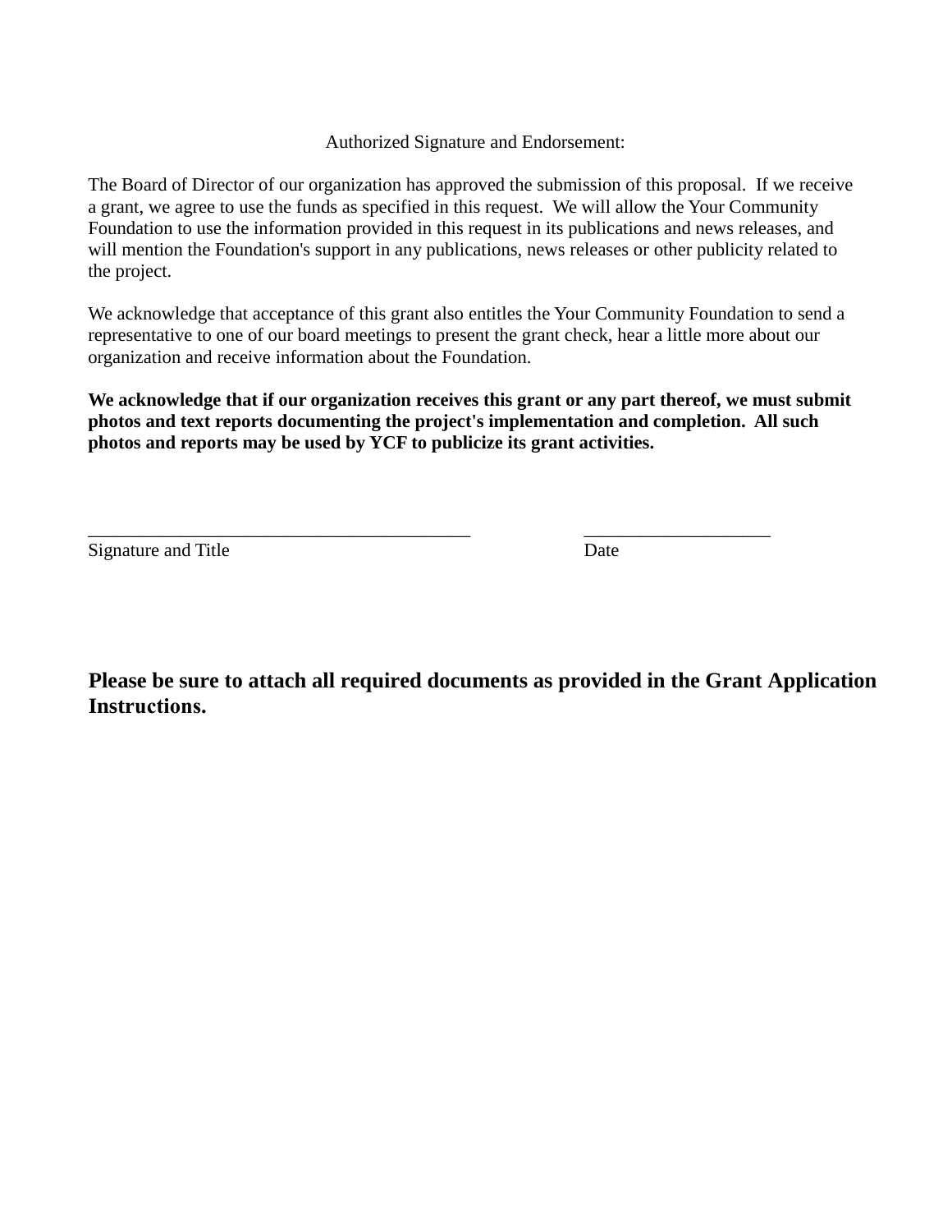Authorized Signature and Endorsement:

The Board of Director of our organization has approved the submission of this proposal. If we receive a grant, we agree to use the funds as specified in this request. We will allow the Your Community Foundation to use the information provided in this request in its publications and news releases, and will mention the Foundation's support in any publications, news releases or other publicity related to the project.

We acknowledge that acceptance of this grant also entitles the Your Community Foundation to send a representative to one of our board meetings to present the grant check, hear a little more about our organization and receive information about the Foundation.

**We acknowledge that if our organization receives this grant or any part thereof, we must submit photos and text reports documenting the project's implementation and completion. All such photos and reports may be used by YCF to publicize its grant activities.**

\_\_\_\_\_\_\_\_\_\_\_\_\_\_\_\_\_\_\_\_\_\_\_\_\_\_\_\_\_\_\_\_\_\_\_\_\_\_\_\_\_\_ \_\_\_\_\_\_\_\_\_\_\_\_\_\_\_\_\_\_\_\_\_
Signature and Title Date

**Please be sure to attach all required documents as provided in the Grant Application Instructions.**